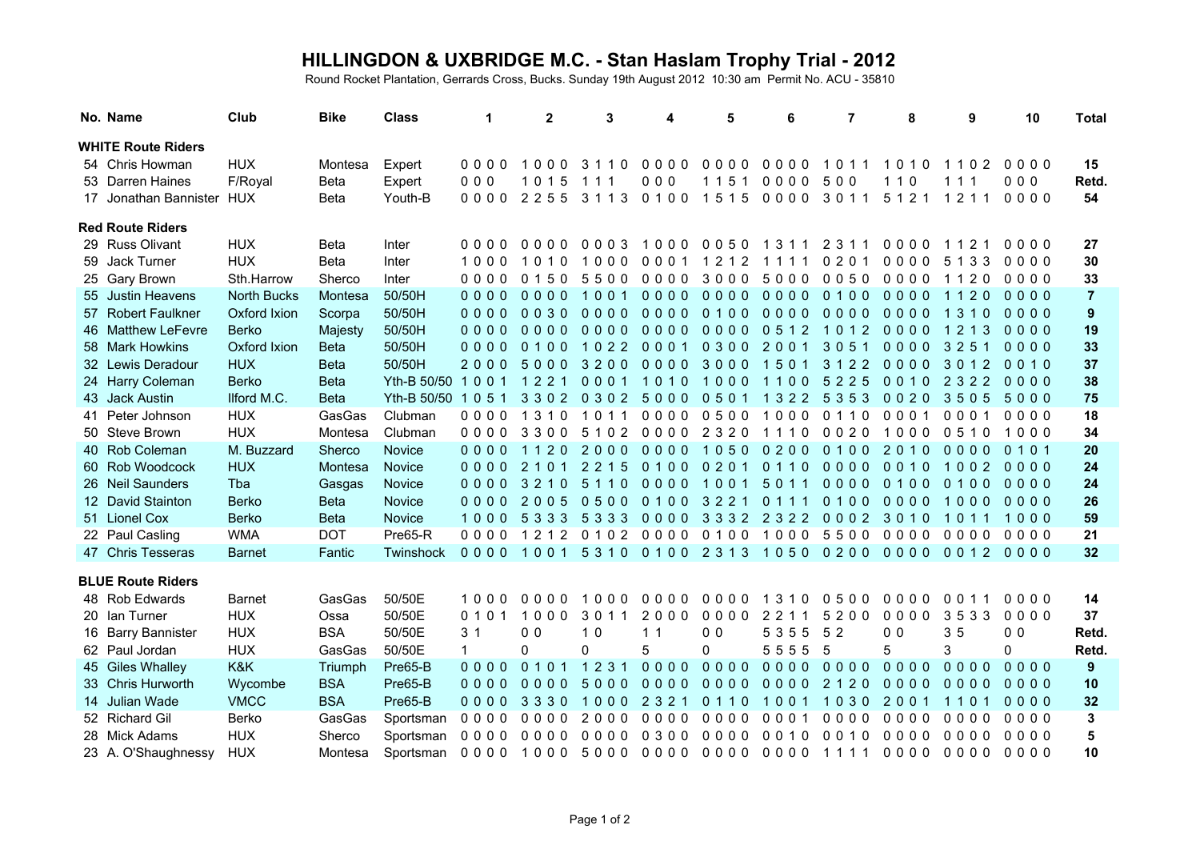# HILLINGDON & UXBRIDGE M.C. - Stan Haslam Trophy Trial - 2012

Round Rocket Plantation, Gerrards Cross, Bucks. Sunday 19th August 2012 10:30 am Permit No. ACU - 35810

| No. | Name | Club | Bike | Class | 1 | 2 | 3 | 4 | 5 | 6 | 7 | 8 | 9 | 10 | Total |
|---|---|---|---|---|---|---|---|---|---|---|---|---|---|---|---|
| **WHITE Route Riders** | | | | | | | | | | | | | | | |
| 54 | Chris Howman | HUX | Montesa | Expert | 0 0 0 0 | 1 0 0 0 | 3 1 1 0 | 0 0 0 0 | 0 0 0 0 | 0 0 0 0 | 1 0 1 1 | 1 0 1 0 | 1 1 0 2 | 0 0 0 0 | **15** |
| 53 | Darren Haines | F/Royal | Beta | Expert | 0 0 0 | 1 0 1 5 | 1 1 1 | 0 0 0 | 1 1 5 1 | 0 0 0 0 | 5 0 0 | 1 1 0 | 1 1 1 | 0 0 0 | **Retd.** |
| 17 | Jonathan Bannister | HUX | Beta | Youth-B | 0 0 0 0 | 2 2 5 5 | 3 1 1 3 | 0 1 0 0 | 1 5 1 5 | 0 0 0 0 | 3 0 1 1 | 5 1 2 1 | 1 2 1 1 | 0 0 0 0 | **54** |
| **Red Route Riders** | | | | | | | | | | | | | | | |
| 29 | Russ Olivant | HUX | Beta | Inter | 0 0 0 0 | 0 0 0 0 | 0 0 0 3 | 1 0 0 0 | 0 0 5 0 | 1 3 1 1 | 2 3 1 1 | 0 0 0 0 | 1 1 2 1 | 0 0 0 0 | **27** |
| 59 | Jack Turner | HUX | Beta | Inter | 1 0 0 0 | 1 0 1 0 | 1 0 0 0 | 0 0 0 1 | 1 2 1 2 | 1 1 1 1 | 0 2 0 1 | 0 0 0 0 | 5 1 3 3 | 0 0 0 0 | **30** |
| 25 | Gary Brown | Sth.Harrow | Sherco | Inter | 0 0 0 0 | 0 1 5 0 | 5 5 0 0 | 0 0 0 0 | 3 0 0 0 | 5 0 0 0 | 0 0 5 0 | 0 0 0 0 | 1 1 2 0 | 0 0 0 0 | **33** |
| 55 | Justin Heavens | North Bucks | Montesa | 50/50H | 0 0 0 0 | 0 0 0 0 | 1 0 0 1 | 0 0 0 0 | 0 0 0 0 | 0 0 0 0 | 0 1 0 0 | 0 0 0 0 | 1 1 2 0 | 0 0 0 0 | **7** |
| 57 | Robert Faulkner | Oxford Ixion | Scorpa | 50/50H | 0 0 0 0 | 0 0 3 0 | 0 0 0 0 | 0 0 0 0 | 0 1 0 0 | 0 0 0 0 | 0 0 0 0 | 0 0 0 0 | 1 3 1 0 | 0 0 0 0 | **9** |
| 46 | Matthew LeFevre | Berko | Majesty | 50/50H | 0 0 0 0 | 0 0 0 0 | 0 0 0 0 | 0 0 0 0 | 0 0 0 0 | 0 5 1 2 | 1 0 1 2 | 0 0 0 0 | 1 2 1 3 | 0 0 0 0 | **19** |
| 58 | Mark Howkins | Oxford Ixion | Beta | 50/50H | 0 0 0 0 | 0 1 0 0 | 1 0 2 2 | 0 0 0 1 | 0 3 0 0 | 2 0 0 1 | 3 0 5 1 | 0 0 0 0 | 3 2 5 1 | 0 0 0 0 | **33** |
| 32 | Lewis Deradour | HUX | Beta | 50/50H | 2 0 0 0 | 5 0 0 0 | 3 2 0 0 | 0 0 0 0 | 3 0 0 0 | 1 5 0 1 | 3 1 2 2 | 0 0 0 0 | 3 0 1 2 | 0 0 1 0 | **37** |
| 24 | Harry Coleman | Berko | Beta | Yth-B 50/50 | 1 0 0 1 | 1 2 2 1 | 0 0 0 1 | 1 0 1 0 | 1 0 0 0 | 1 1 0 0 | 5 2 2 5 | 0 0 1 0 | 2 3 2 2 | 0 0 0 0 | **38** |
| 43 | Jack Austin | Ilford M.C. | Beta | Yth-B 50/50 | 1 0 5 1 | 3 3 0 2 | 0 3 0 2 | 5 0 0 0 | 0 5 0 1 | 1 3 2 2 | 5 3 5 3 | 0 0 2 0 | 3 5 0 5 | 5 0 0 0 | **75** |
| 41 | Peter Johnson | HUX | GasGas | Clubman | 0 0 0 0 | 1 3 1 0 | 1 0 1 1 | 0 0 0 0 | 0 5 0 0 | 1 0 0 0 | 0 1 1 0 | 0 0 0 1 | 0 0 0 1 | 0 0 0 0 | **18** |
| 50 | Steve Brown | HUX | Montesa | Clubman | 0 0 0 0 | 3 3 0 0 | 5 1 0 2 | 0 0 0 0 | 2 3 2 0 | 1 1 1 0 | 0 0 2 0 | 1 0 0 0 | 0 5 1 0 | 1 0 0 0 | **34** |
| 40 | Rob Coleman | M. Buzzard | Sherco | Novice | 0 0 0 0 | 1 1 2 0 | 2 0 0 0 | 0 0 0 0 | 1 0 5 0 | 0 2 0 0 | 0 1 0 0 | 2 0 1 0 | 0 0 0 0 | 0 1 0 1 | **20** |
| 60 | Rob Woodcock | HUX | Montesa | Novice | 0 0 0 0 | 2 1 0 1 | 2 2 1 5 | 0 1 0 0 | 0 2 0 1 | 0 1 1 0 | 0 0 0 0 | 0 0 1 0 | 1 0 0 2 | 0 0 0 0 | **24** |
| 26 | Neil Saunders | Tba | Gasgas | Novice | 0 0 0 0 | 3 2 1 0 | 5 1 1 0 | 0 0 0 0 | 1 0 0 1 | 5 0 1 1 | 0 0 0 0 | 0 1 0 0 | 0 1 0 0 | 0 0 0 0 | **24** |
| 12 | David Stainton | Berko | Beta | Novice | 0 0 0 0 | 2 0 0 5 | 0 5 0 0 | 0 1 0 0 | 3 2 2 1 | 0 1 1 1 | 0 1 0 0 | 0 0 0 0 | 1 0 0 0 | 0 0 0 0 | **26** |
| 51 | Lionel Cox | Berko | Beta | Novice | 1 0 0 0 | 5 3 3 3 | 5 3 3 3 | 0 0 0 0 | 3 3 3 2 | 2 3 2 2 | 0 0 0 2 | 3 0 1 0 | 1 0 1 1 | 1 0 0 0 | **59** |
| 22 | Paul Casling | WMA | DOT | Pre65-R | 0 0 0 0 | 1 2 1 2 | 0 1 0 2 | 0 0 0 0 | 0 1 0 0 | 1 0 0 0 | 5 5 0 0 | 0 0 0 0 | 0 0 0 0 | 0 0 0 0 | **21** |
| 47 | Chris Tesseras | Barnet | Fantic | Twinshock | 0 0 0 0 | 1 0 0 1 | 5 3 1 0 | 0 1 0 0 | 2 3 1 3 | 1 0 5 0 | 0 2 0 0 | 0 0 0 0 | 0 0 1 2 | 0 0 0 0 | **32** |
| **BLUE Route Riders** | | | | | | | | | | | | | | | |
| 48 | Rob Edwards | Barnet | GasGas | 50/50E | 1 0 0 0 | 0 0 0 0 | 1 0 0 0 | 0 0 0 0 | 0 0 0 0 | 1 3 1 0 | 0 5 0 0 | 0 0 0 0 | 0 0 1 1 | 0 0 0 0 | **14** |
| 20 | Ian Turner | HUX | Ossa | 50/50E | 0 1 0 1 | 1 0 0 0 | 3 0 1 1 | 2 0 0 0 | 0 0 0 0 | 2 2 1 1 | 5 2 0 0 | 0 0 0 0 | 3 5 3 3 | 0 0 0 0 | **37** |
| 16 | Barry Bannister | HUX | BSA | 50/50E | 3 1 | 0 0 | 1 0 | 1 1 | 0 0 | 5 3 5 5 | 5 2 | 0 0 | 3 5 | 0 0 | **Retd.** |
| 62 | Paul Jordan | HUX | GasGas | 50/50E | 1 | 0 | 0 | 5 | 0 | 5 5 5 5 | 5 | 5 | 3 | 0 | **Retd.** |
| 45 | Giles Whalley | K&K | Triumph | Pre65-B | 0 0 0 0 | 0 1 0 1 | 1 2 3 1 | 0 0 0 0 | 0 0 0 0 | 0 0 0 0 | 0 0 0 0 | 0 0 0 0 | 0 0 0 0 | 0 0 0 0 | **9** |
| 33 | Chris Hurworth | Wycombe | BSA | Pre65-B | 0 0 0 0 | 0 0 0 0 | 5 0 0 0 | 0 0 0 0 | 0 0 0 0 | 0 0 0 0 | 2 1 2 0 | 0 0 0 0 | 0 0 0 0 | 0 0 0 0 | **10** |
| 14 | Julian Wade | VMCC | BSA | Pre65-B | 0 0 0 0 | 3 3 3 0 | 1 0 0 0 | 2 3 2 1 | 0 1 1 0 | 1 0 0 1 | 1 0 3 0 | 2 0 0 1 | 1 1 0 1 | 0 0 0 0 | **32** |
| 52 | Richard Gil | Berko | GasGas | Sportsman | 0 0 0 0 | 0 0 0 0 | 2 0 0 0 | 0 0 0 0 | 0 0 0 0 | 0 0 0 1 | 0 0 0 0 | 0 0 0 0 | 0 0 0 0 | 0 0 0 0 | **3** |
| 28 | Mick Adams | HUX | Sherco | Sportsman | 0 0 0 0 | 0 0 0 0 | 0 0 0 0 | 0 3 0 0 | 0 0 0 0 | 0 0 1 0 | 0 0 1 0 | 0 0 0 0 | 0 0 0 0 | 0 0 0 0 | **5** |
| 23 | A. O'Shaughnessy | HUX | Montesa | Sportsman | 0 0 0 0 | 1 0 0 0 | 5 0 0 0 | 0 0 0 0 | 0 0 0 0 | 0 0 0 0 | 1 1 1 1 | 0 0 0 0 | 0 0 0 0 | 0 0 0 0 | **10** |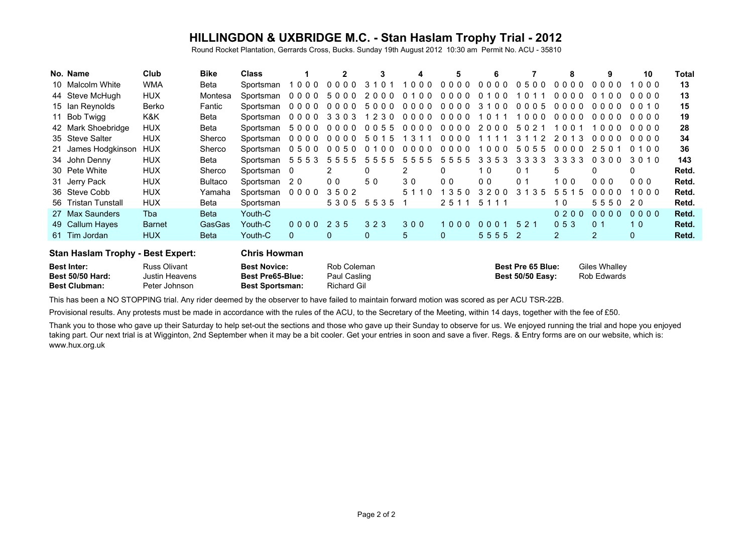# HILLINGDON & UXBRIDGE M.C. - Stan Haslam Trophy Trial - 2012

Round Rocket Plantation, Gerrards Cross, Bucks. Sunday 19th August 2012 10:30 am Permit No. ACU - 35810

| No. | Name | Club | Bike | Class | 1 | 2 | 3 | 4 | 5 | 6 | 7 | 8 | 9 | 10 | Total |
|---|---|---|---|---|---|---|---|---|---|---|---|---|---|---|---|
| 10 | Malcolm White | WMA | Beta | Sportsman | 1 0 0 0 | 0 0 0 0 | 3 1 0 1 | 1 0 0 0 | 0 0 0 0 | 0 0 0 0 | 0 5 0 0 | 0 0 0 0 | 0 0 0 0 | 1 0 0 0 | **13** |
| 44 | Steve McHugh | HUX | Montesa | Sportsman | 0 0 0 0 | 5 0 0 0 | 2 0 0 0 | 0 1 0 0 | 0 0 0 0 | 0 1 0 0 | 1 0 1 1 | 0 0 0 0 | 0 1 0 0 | 0 0 0 0 | **13** |
| 15 | Ian Reynolds | Berko | Fantic | Sportsman | 0 0 0 0 | 0 0 0 0 | 5 0 0 0 | 0 0 0 0 | 0 0 0 0 | 3 1 0 0 | 0 0 0 5 | 0 0 0 0 | 0 0 0 0 | 0 0 1 0 | **15** |
| 11 | Bob Twigg | K&K | Beta | Sportsman | 0 0 0 0 | 3 3 0 3 | 1 2 3 0 | 0 0 0 0 | 0 0 0 0 | 1 0 1 1 | 1 0 0 0 | 0 0 0 0 | 0 0 0 0 | 0 0 0 0 | **19** |
| 42 | Mark Shoebridge | HUX | Beta | Sportsman | 5 0 0 0 | 0 0 0 0 | 0 0 5 5 | 0 0 0 0 | 0 0 0 0 | 2 0 0 0 | 5 0 2 1 | 1 0 0 1 | 1 0 0 0 | 0 0 0 0 | **28** |
| 35 | Steve Salter | HUX | Sherco | Sportsman | 0 0 0 0 | 0 0 0 0 | 5 0 1 5 | 1 3 1 1 | 0 0 0 0 | 1 1 1 1 | 3 1 1 2 | 2 0 1 3 | 0 0 0 0 | 0 0 0 0 | **34** |
| 21 | James Hodgkinson | HUX | Sherco | Sportsman | 0 5 0 0 | 0 0 5 0 | 0 1 0 0 | 0 0 0 0 | 0 0 0 0 | 1 0 0 0 | 5 0 5 5 | 0 0 0 0 | 2 5 0 1 | 0 1 0 0 | **36** |
| 34 | John Denny | HUX | Beta | Sportsman | 5 5 5 3 | 5 5 5 5 | 5 5 5 5 | 5 5 5 5 | 5 5 5 5 | 3 3 5 3 | 3 3 3 3 | 3 3 3 3 | 0 3 0 0 | 3 0 1 0 | **143** |
| 30 | Pete White | HUX | Sherco | Sportsman | 0 | 2 | 0 | 2 | 0 | 1 0 | 0 1 | 5 | 0 | 0 | **Retd.** |
| 31 | Jerry Pack | HUX | Bultaco | Sportsman | 2 0 | 0 0 | 5 0 | 3 0 | 0 0 | 0 0 | 0 1 | 1 0 0 | 0 0 0 | 0 0 0 | **Retd.** |
| 36 | Steve Cobb | HUX | Yamaha | Sportsman | 0 0 0 0 | 3 5 0 2 | | 5 1 1 0 | 1 3 5 0 | 3 2 0 0 | 3 1 3 5 | 5 5 1 5 | 0 0 0 0 | 1 0 0 0 | **Retd.** |
| 56 | Tristan Tunstall | HUX | Beta | Sportsman | | 5 3 0 5 | 5 5 3 5 | 1 | 2 5 1 1 | 5 1 1 1 | | 1 0 | 5 5 5 0 | 2 0 | **Retd.** |
| 27 | Max Saunders | Tba | Beta | Youth-C | | | | | | | | 0 2 0 0 | 0 0 0 0 | 0 0 0 0 | **Retd.** |
| 49 | Callum Hayes | Barnet | GasGas | Youth-C | 0 0 0 0 | 2 3 5 | 3 2 3 | 3 0 0 | 1 0 0 0 | 0 0 0 1 | 5 2 1 | 0 5 3 | 0 1 | 1 0 | **Retd.** |
| 61 | Tim Jordan | HUX | Beta | Youth-C | 0 | 0 | 0 | 5 | 0 | 5 5 5 5 | 2 | 2 | 2 | 0 | **Retd.** |

**Stan Haslam Trophy - Best Expert:** **Chris Howman**

| | | | | | |
|---|---|---|---|---|---|
| **Best Inter:** | Russ Olivant | **Best Novice:** | Rob Coleman | **Best Pre 65 Blue:** | Giles Whalley |
| **Best 50/50 Hard:** | Justin Heavens | **Best Pre65-Blue:** | Paul Casling | **Best 50/50 Easy:** | Rob Edwards |
| **Best Clubman:** | Peter Johnson | **Best Sportsman:** | Richard Gil | | |

This has been a NO STOPPING trial. Any rider deemed by the observer to have failed to maintain forward motion was scored as per ACU TSR-22B.

Provisional results. Any protests must be made in accordance with the rules of the ACU, to the Secretary of the Meeting, within 14 days, together with the fee of £50.

Thank you to those who gave up their Saturday to help set-out the sections and those who gave up their Sunday to observe for us. We enjoyed running the trial and hope you enjoyed taking part. Our next trial is at Wigginton, 2nd September when it may be a bit cooler. Get your entries in soon and save a fiver. Regs. & Entry forms are on our website, which is: www.hux.org.uk